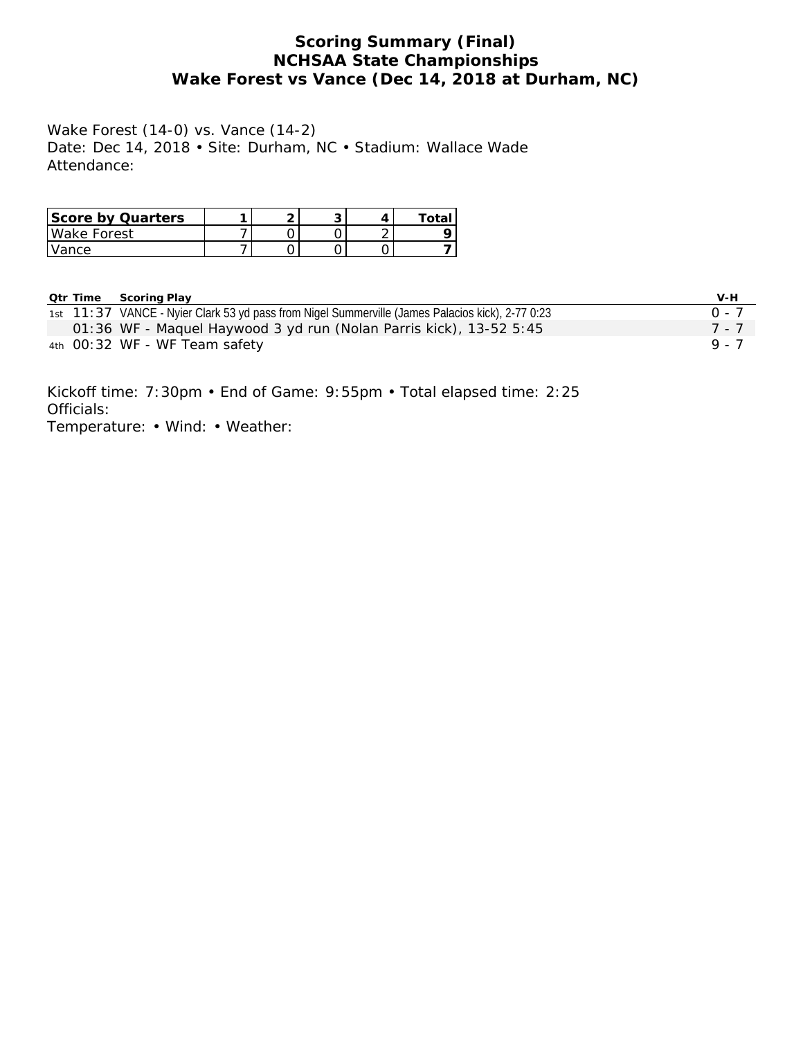# Scoring Summary (Final)
## NCHSAA State Championships
## Wake Forest vs Vance (Dec 14, 2018 at Durham, NC)

Wake Forest (14-0) vs. Vance (14-2)
Date: Dec 14, 2018 • Site: Durham, NC • Stadium: Wallace Wade
Attendance:

| Score by Quarters | 1 | 2 | 3 | 4 | Total |
|---|---|---|---|---|---|
| Wake Forest | 7 | 0 | 0 | 2 | **9** |
| Vance | 7 | 0 | 0 | 0 | **7** |

| Qtr | Time | Scoring Play | V-H |
|---|---|---|---|
| 1st | 11:37 | VANCE - Nyier Clark 53 yd pass from Nigel Summerville (James Palacios kick), 2-77 0:23 | 0 - 7 |
| | 01:36 | WF - Maquel Haywood 3 yd run (Nolan Parris kick), 13-52 5:45 | 7 - 7 |
| 4th | 00:32 | WF - WF Team safety | 9 - 7 |

Kickoff time: 7:30pm • End of Game: 9:55pm • Total elapsed time: 2:25
Officials:
Temperature: • Wind: • Weather: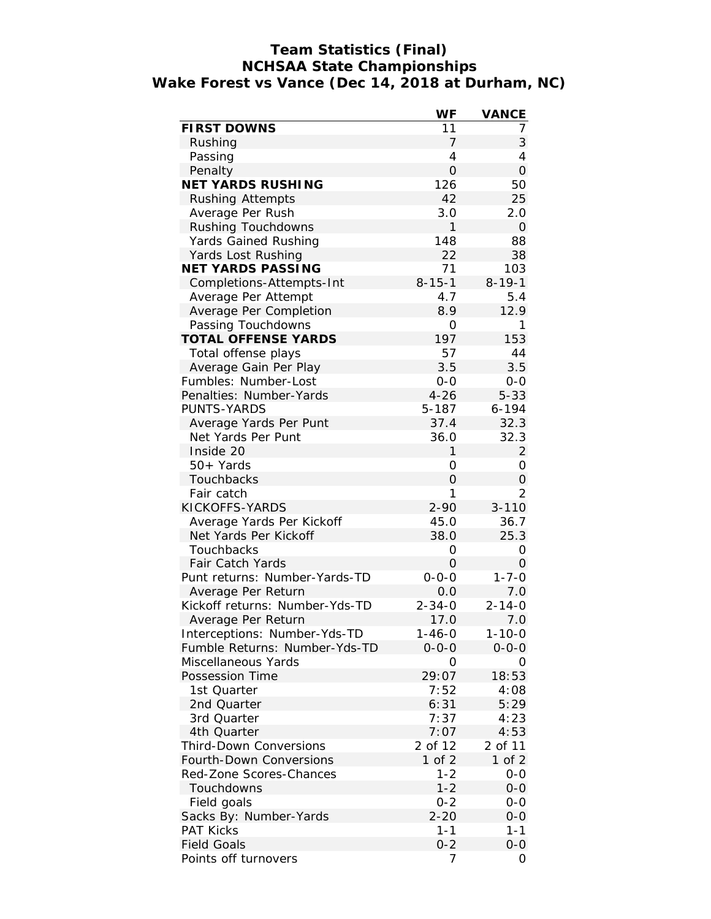# Team Statistics (Final)
## NCHSAA State Championships
## Wake Forest vs Vance (Dec 14, 2018 at Durham, NC)

| | WF | VANCE |
|---|---|---|
| **FIRST DOWNS** | 11 | 7 |
| Rushing | 7 | 3 |
| Passing | 4 | 4 |
| Penalty | 0 | 0 |
| **NET YARDS RUSHING** | 126 | 50 |
| Rushing Attempts | 42 | 25 |
| Average Per Rush | 3.0 | 2.0 |
| Rushing Touchdowns | 1 | 0 |
| Yards Gained Rushing | 148 | 88 |
| Yards Lost Rushing | 22 | 38 |
| **NET YARDS PASSING** | 71 | 103 |
| Completions-Attempts-Int | 8-15-1 | 8-19-1 |
| Average Per Attempt | 4.7 | 5.4 |
| Average Per Completion | 8.9 | 12.9 |
| Passing Touchdowns | 0 | 1 |
| **TOTAL OFFENSE YARDS** | 197 | 153 |
| Total offense plays | 57 | 44 |
| Average Gain Per Play | 3.5 | 3.5 |
| Fumbles: Number-Lost | 0-0 | 0-0 |
| Penalties: Number-Yards | 4-26 | 5-33 |
| PUNTS-YARDS | 5-187 | 6-194 |
| Average Yards Per Punt | 37.4 | 32.3 |
| Net Yards Per Punt | 36.0 | 32.3 |
| Inside 20 | 1 | 2 |
| 50+ Yards | 0 | 0 |
| Touchbacks | 0 | 0 |
| Fair catch | 1 | 2 |
| KICKOFFS-YARDS | 2-90 | 3-110 |
| Average Yards Per Kickoff | 45.0 | 36.7 |
| Net Yards Per Kickoff | 38.0 | 25.3 |
| Touchbacks | 0 | 0 |
| Fair Catch Yards | 0 | 0 |
| Punt returns: Number-Yards-TD | 0-0-0 | 1-7-0 |
| Average Per Return | 0.0 | 7.0 |
| Kickoff returns: Number-Yds-TD | 2-34-0 | 2-14-0 |
| Average Per Return | 17.0 | 7.0 |
| Interceptions: Number-Yds-TD | 1-46-0 | 1-10-0 |
| Fumble Returns: Number-Yds-TD | 0-0-0 | 0-0-0 |
| Miscellaneous Yards | 0 | 0 |
| Possession Time | 29:07 | 18:53 |
| 1st Quarter | 7:52 | 4:08 |
| 2nd Quarter | 6:31 | 5:29 |
| 3rd Quarter | 7:37 | 4:23 |
| 4th Quarter | 7:07 | 4:53 |
| Third-Down Conversions | 2 of 12 | 2 of 11 |
| Fourth-Down Conversions | 1 of 2 | 1 of 2 |
| Red-Zone Scores-Chances | 1-2 | 0-0 |
| Touchdowns | 1-2 | 0-0 |
| Field goals | 0-2 | 0-0 |
| Sacks By: Number-Yards | 2-20 | 0-0 |
| PAT Kicks | 1-1 | 1-1 |
| Field Goals | 0-2 | 0-0 |
| Points off turnovers | 7 | 0 |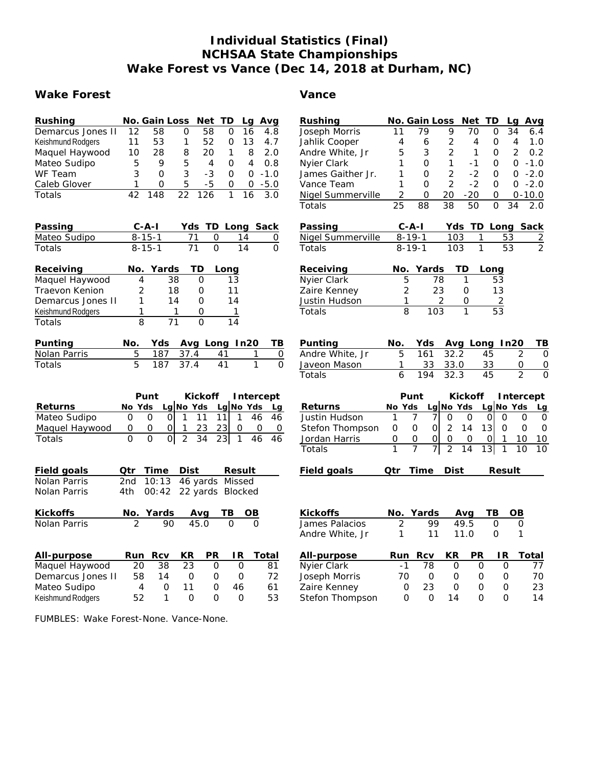# Individual Statistics (Final)
# NCHSAA State Championships
# Wake Forest vs Vance (Dec 14, 2018 at Durham, NC)

## Wake Forest

| Rushing | No. | Gain | Loss | Net | TD | Lg | Avg |
|---|---|---|---|---|---|---|---|
| Demarcus Jones II | 12 | 58 | 0 | 58 | 0 | 16 | 4.8 |
| Keishmund Rodgers | 11 | 53 | 1 | 52 | 0 | 13 | 4.7 |
| Maquel Haywood | 10 | 28 | 8 | 20 | 1 | 8 | 2.0 |
| Mateo Sudipo | 5 | 9 | 5 | 4 | 0 | 4 | 0.8 |
| WF Team | 3 | 0 | 3 | -3 | 0 | 0 | -1.0 |
| Caleb Glover | 1 | 0 | 5 | -5 | 0 | 0 | -5.0 |
| Totals | 42 | 148 | 22 | 126 | 1 | 16 | 3.0 |

| Passing | C-A-I | Yds | TD | Long | Sack |
|---|---|---|---|---|---|
| Mateo Sudipo | 8-15-1 | 71 | 0 | 14 | 0 |
| Totals | 8-15-1 | 71 | 0 | 14 | 0 |

| Receiving | No. | Yards | TD | Long |
|---|---|---|---|---|
| Maquel Haywood | 4 | 38 | 0 | 13 |
| Traevon Kenion | 2 | 18 | 0 | 11 |
| Demarcus Jones II | 1 | 14 | 0 | 14 |
| Keishmund Rodgers | 1 | 1 | 0 | 1 |
| Totals | 8 | 71 | 0 | 14 |

| Punting | No. | Yds | Avg | Long | In20 | TB |
|---|---|---|---|---|---|---|
| Nolan Parris | 5 | 187 | 37.4 | 41 | 1 | 0 |
| Totals | 5 | 187 | 37.4 | 41 | 1 | 0 |

| | Punt | | | Kickoff | | | Intercept | | |
|---|---|---|---|---|---|---|---|---|---|
| Returns | No | Yds | Lg | No | Yds | Lg | No | Yds | Lg |
| Mateo Sudipo | 0 | 0 | 0 | 1 | 11 | 11 | 1 | 46 | 46 |
| Maquel Haywood | 0 | 0 | 0 | 1 | 23 | 23 | 0 | 0 | 0 |
| Totals | 0 | 0 | 0 | 2 | 34 | 23 | 1 | 46 | 46 |

| Field goals | Qtr | Time | Dist | Result |
|---|---|---|---|---|
| Nolan Parris | 2nd | 10:13 | 46 yards | Missed |
| Nolan Parris | 4th | 00:42 | 22 yards | Blocked |

| Kickoffs | No. | Yards | Avg | TB | OB |
|---|---|---|---|---|---|
| Nolan Parris | 2 | 90 | 45.0 | 0 | 0 |

| All-purpose | Run | Rcv | KR | PR | IR | Total |
|---|---|---|---|---|---|---|
| Maquel Haywood | 20 | 38 | 23 | 0 | 0 | 81 |
| Demarcus Jones II | 58 | 14 | 0 | 0 | 0 | 72 |
| Mateo Sudipo | 4 | 0 | 11 | 0 | 46 | 61 |
| Keishmund Rodgers | 52 | 1 | 0 | 0 | 0 | 53 |

## Vance

| Rushing | No. | Gain | Loss | Net | TD | Lg | Avg |
|---|---|---|---|---|---|---|---|
| Joseph Morris | 11 | 79 | 9 | 70 | 0 | 34 | 6.4 |
| Jahlik Cooper | 4 | 6 | 2 | 4 | 0 | 4 | 1.0 |
| Andre White, Jr | 5 | 3 | 2 | 1 | 0 | 2 | 0.2 |
| Nyier Clark | 1 | 0 | 1 | -1 | 0 | 0 | -1.0 |
| James Gaither Jr. | 1 | 0 | 2 | -2 | 0 | 0 | -2.0 |
| Vance Team | 1 | 0 | 2 | -2 | 0 | 0 | -2.0 |
| Nigel Summerville | 2 | 0 | 20 | -20 | 0 | 0 | -10.0 |
| Totals | 25 | 88 | 38 | 50 | 0 | 34 | 2.0 |

| Passing | C-A-I | Yds | TD | Long | Sack |
|---|---|---|---|---|---|
| Nigel Summerville | 8-19-1 | 103 | 1 | 53 | 2 |
| Totals | 8-19-1 | 103 | 1 | 53 | 2 |

| Receiving | No. | Yards | TD | Long |
|---|---|---|---|---|
| Nyier Clark | 5 | 78 | 1 | 53 |
| Zaire Kenney | 2 | 23 | 0 | 13 |
| Justin Hudson | 1 | 2 | 0 | 2 |
| Totals | 8 | 103 | 1 | 53 |

| Punting | No. | Yds | Avg | Long | In20 | TB |
|---|---|---|---|---|---|---|
| Andre White, Jr | 5 | 161 | 32.2 | 45 | 2 | 0 |
| Javeon Mason | 1 | 33 | 33.0 | 33 | 0 | 0 |
| Totals | 6 | 194 | 32.3 | 45 | 2 | 0 |

| | Punt | | | Kickoff | | | Intercept | | |
|---|---|---|---|---|---|---|---|---|---|
| Returns | No | Yds | Lg | No | Yds | Lg | No | Yds | Lg |
| Justin Hudson | 1 | 7 | 7 | 0 | 0 | 0 | 0 | 0 | 0 |
| Stefon Thompson | 0 | 0 | 0 | 2 | 14 | 13 | 0 | 0 | 0 |
| Jordan Harris | 0 | 0 | 0 | 0 | 0 | 0 | 1 | 10 | 10 |
| Totals | 1 | 7 | 7 | 2 | 14 | 13 | 1 | 10 | 10 |

| Field goals | Qtr | Time | Dist | Result |
|---|---|---|---|---|

| Kickoffs | No. | Yards | Avg | TB | OB |
|---|---|---|---|---|---|
| James Palacios | 2 | 99 | 49.5 | 0 | 0 |
| Andre White, Jr | 1 | 11 | 11.0 | 0 | 1 |

| All-purpose | Run | Rcv | KR | PR | IR | Total |
|---|---|---|---|---|---|---|
| Nyier Clark | -1 | 78 | 0 | 0 | 0 | 77 |
| Joseph Morris | 70 | 0 | 0 | 0 | 0 | 70 |
| Zaire Kenney | 0 | 23 | 0 | 0 | 0 | 23 |
| Stefon Thompson | 0 | 0 | 14 | 0 | 0 | 14 |

FUMBLES: Wake Forest-None. Vance-None.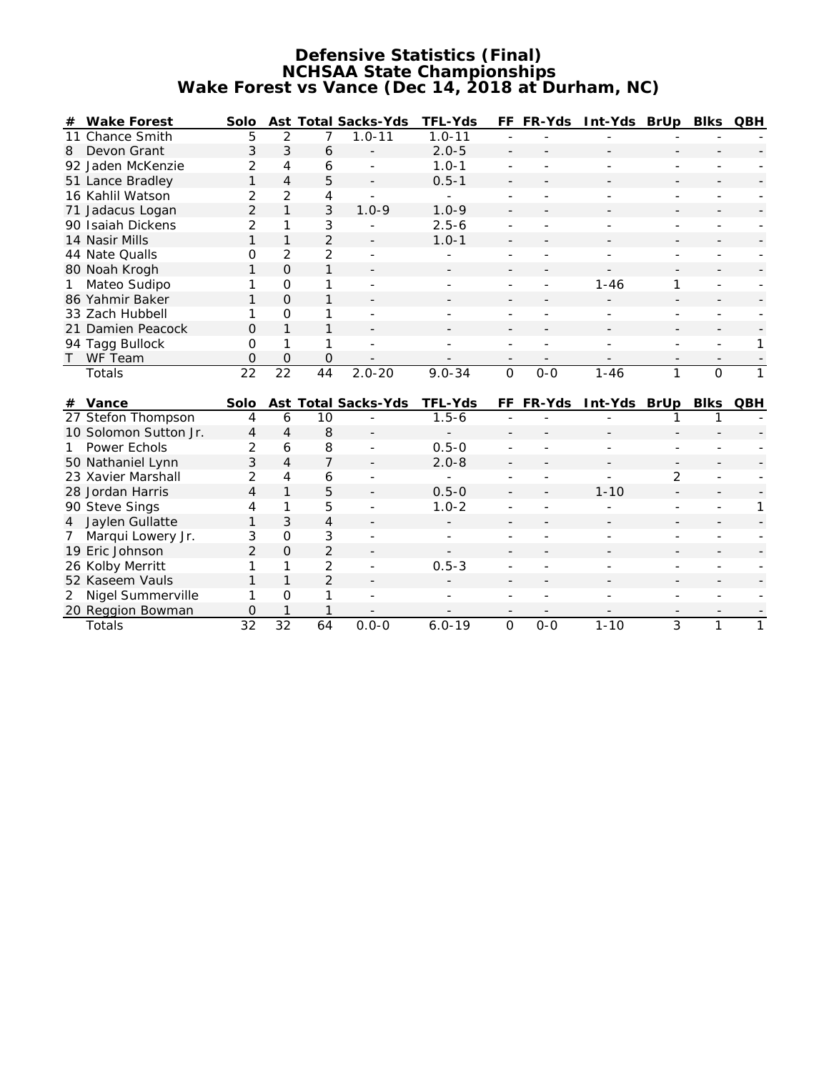# Defensive Statistics (Final)
## NCHSAA State Championships
## Wake Forest vs Vance (Dec 14, 2018 at Durham, NC)

| # | Wake Forest | Solo | Ast | Total | Sacks-Yds | TFL-Yds | FF | FR-Yds | Int-Yds | BrUp | Blks | QBH |
|---|---|---|---|---|---|---|---|---|---|---|---|---|
| 11 | Chance Smith | 5 | 2 | 7 | 1.0-11 | 1.0-11 | - | - | - | - | - | - |
| 8 | Devon Grant | 3 | 3 | 6 | - | 2.0-5 | - | - | - | - | - | - |
| 92 | Jaden McKenzie | 2 | 4 | 6 | - | 1.0-1 | - | - | - | - | - | - |
| 51 | Lance Bradley | 1 | 4 | 5 | - | 0.5-1 | - | - | - | - | - | - |
| 16 | Kahlil Watson | 2 | 2 | 4 | - | - | - | - | - | - | - | - |
| 71 | Jadacus Logan | 2 | 1 | 3 | 1.0-9 | 1.0-9 | - | - | - | - | - | - |
| 90 | Isaiah Dickens | 2 | 1 | 3 | - | 2.5-6 | - | - | - | - | - | - |
| 14 | Nasir Mills | 1 | 1 | 2 | - | 1.0-1 | - | - | - | - | - | - |
| 44 | Nate Qualls | 0 | 2 | 2 | - | - | - | - | - | - | - | - |
| 80 | Noah Krogh | 1 | 0 | 1 | - | - | - | - | - | - | - | - |
| 1 | Mateo Sudipo | 1 | 0 | 1 | - | - | - | - | 1-46 | 1 | - | - |
| 86 | Yahmir Baker | 1 | 0 | 1 | - | - | - | - | - | - | - | - |
| 33 | Zach Hubbell | 1 | 0 | 1 | - | - | - | - | - | - | - | - |
| 21 | Damien Peacock | 0 | 1 | 1 | - | - | - | - | - | - | - | - |
| 94 | Tagg Bullock | 0 | 1 | 1 | - | - | - | - | - | - | - | 1 |
| T | WF Team | 0 | 0 | 0 | - | - | - | - | - | - | - | - |
| | Totals | 22 | 22 | 44 | 2.0-20 | 9.0-34 | 0 | 0-0 | 1-46 | 1 | 0 | 1 |

| # | Vance | Solo | Ast | Total | Sacks-Yds | TFL-Yds | FF | FR-Yds | Int-Yds | BrUp | Blks | QBH |
|---|---|---|---|---|---|---|---|---|---|---|---|---|
| 27 | Stefon Thompson | 4 | 6 | 10 | - | 1.5-6 | - | - | - | 1 | 1 | - |
| 10 | Solomon Sutton Jr. | 4 | 4 | 8 | - | - | - | - | - | - | - | - |
| 1 | Power Echols | 2 | 6 | 8 | - | 0.5-0 | - | - | - | - | - | - |
| 50 | Nathaniel Lynn | 3 | 4 | 7 | - | 2.0-8 | - | - | - | - | - | - |
| 23 | Xavier Marshall | 2 | 4 | 6 | - | - | - | - | - | 2 | - | - |
| 28 | Jordan Harris | 4 | 1 | 5 | - | 0.5-0 | - | - | 1-10 | - | - | - |
| 90 | Steve Sings | 4 | 1 | 5 | - | 1.0-2 | - | - | - | - | - | 1 |
| 4 | Jaylen Gullatte | 1 | 3 | 4 | - | - | - | - | - | - | - | - |
| 7 | Marqui Lowery Jr. | 3 | 0 | 3 | - | - | - | - | - | - | - | - |
| 19 | Eric Johnson | 2 | 0 | 2 | - | - | - | - | - | - | - | - |
| 26 | Kolby Merritt | 1 | 1 | 2 | - | 0.5-3 | - | - | - | - | - | - |
| 52 | Kaseem Vauls | 1 | 1 | 2 | - | - | - | - | - | - | - | - |
| 2 | Nigel Summerville | 1 | 0 | 1 | - | - | - | - | - | - | - | - |
| 20 | Reggion Bowman | 0 | 1 | 1 | - | - | - | - | - | - | - | - |
| | Totals | 32 | 32 | 64 | 0.0-0 | 6.0-19 | 0 | 0-0 | 1-10 | 3 | 1 | 1 |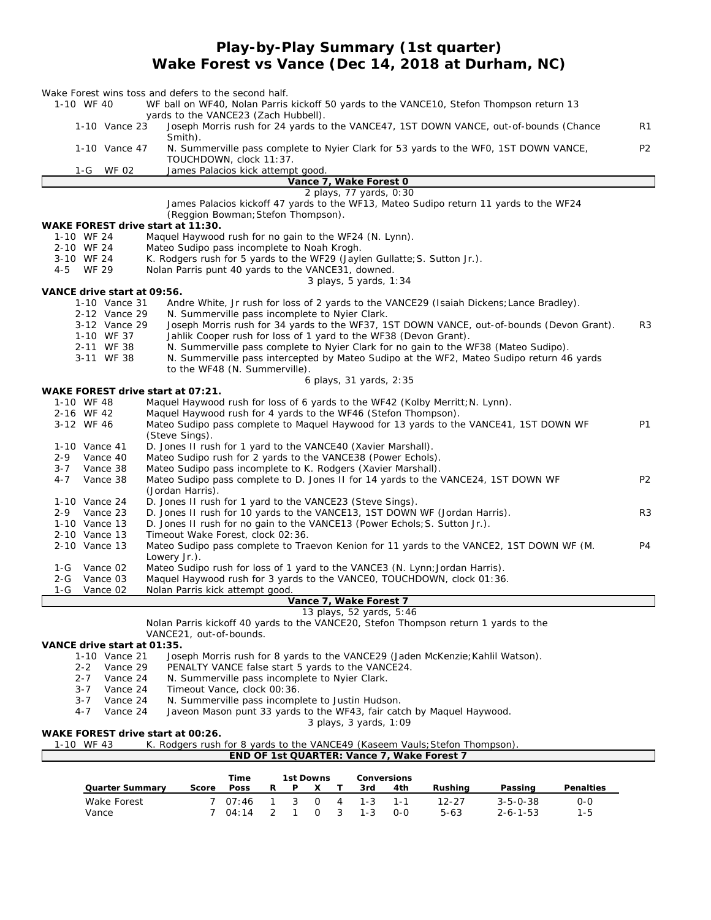# Play-by-Play Summary (1st quarter)
## Wake Forest vs Vance (Dec 14, 2018 at Durham, NC)

Wake Forest wins toss and defers to the second half.

| Down | Play | |
|---|---|---|
| 1-10 WF 40 | WF ball on WF40, Nolan Parris kickoff 50 yards to the VANCE10, Stefon Thompson return 13 yards to the VANCE23 (Zach Hubbell). | |
| 1-10 Vance 23 | Joseph Morris rush for 24 yards to the VANCE47, 1ST DOWN VANCE, out-of-bounds (Chance Smith). | R1 |
| 1-10 Vance 47 | N. Summerville pass complete to Nyier Clark for 53 yards to the WF0, 1ST DOWN VANCE, TOUCHDOWN, clock 11:37. | P2 |
| 1-G WF 02 | James Palacios kick attempt good. | |

**Vance 7, Wake Forest 0**

2 plays, 77 yards, 0:30

James Palacios kickoff 47 yards to the WF13, Mateo Sudipo return 11 yards to the WF24 (Reggion Bowman;Stefon Thompson).

**WAKE FOREST drive start at 11:30.**

| Down | Play | |
|---|---|---|
| 1-10 WF 24 | Maquel Haywood rush for no gain to the WF24 (N. Lynn). | |
| 2-10 WF 24 | Mateo Sudipo pass incomplete to Noah Krogh. | |
| 3-10 WF 24 | K. Rodgers rush for 5 yards to the WF29 (Jaylen Gullatte;S. Sutton Jr.). | |
| 4-5 WF 29 | Nolan Parris punt 40 yards to the VANCE31, downed. | |

3 plays, 5 yards, 1:34

**VANCE drive start at 09:56.**

| Down | Play | |
|---|---|---|
| 1-10 Vance 31 | Andre White, Jr rush for loss of 2 yards to the VANCE29 (Isaiah Dickens;Lance Bradley). | |
| 2-12 Vance 29 | N. Summerville pass incomplete to Nyier Clark. | |
| 3-12 Vance 29 | Joseph Morris rush for 34 yards to the WF37, 1ST DOWN VANCE, out-of-bounds (Devon Grant). | R3 |
| 1-10 WF 37 | Jahlik Cooper rush for loss of 1 yard to the WF38 (Devon Grant). | |
| 2-11 WF 38 | N. Summerville pass complete to Nyier Clark for no gain to the WF38 (Mateo Sudipo). | |
| 3-11 WF 38 | N. Summerville pass intercepted by Mateo Sudipo at the WF2, Mateo Sudipo return 46 yards to the WF48 (N. Summerville). | |

6 plays, 31 yards, 2:35

**WAKE FOREST drive start at 07:21.**

| Down | Play | |
|---|---|---|
| 1-10 WF 48 | Maquel Haywood rush for loss of 6 yards to the WF42 (Kolby Merritt;N. Lynn). | |
| 2-16 WF 42 | Maquel Haywood rush for 4 yards to the WF46 (Stefon Thompson). | |
| 3-12 WF 46 | Mateo Sudipo pass complete to Maquel Haywood for 13 yards to the VANCE41, 1ST DOWN WF (Steve Sings). | P1 |
| 1-10 Vance 41 | D. Jones II rush for 1 yard to the VANCE40 (Xavier Marshall). | |
| 2-9 Vance 40 | Mateo Sudipo rush for 2 yards to the VANCE38 (Power Echols). | |
| 3-7 Vance 38 | Mateo Sudipo pass incomplete to K. Rodgers (Xavier Marshall). | |
| 4-7 Vance 38 | Mateo Sudipo pass complete to D. Jones II for 14 yards to the VANCE24, 1ST DOWN WF (Jordan Harris). | P2 |
| 1-10 Vance 24 | D. Jones II rush for 1 yard to the VANCE23 (Steve Sings). | |
| 2-9 Vance 23 | D. Jones II rush for 10 yards to the VANCE13, 1ST DOWN WF (Jordan Harris). | R3 |
| 1-10 Vance 13 | D. Jones II rush for no gain to the VANCE13 (Power Echols;S. Sutton Jr.). | |
| 2-10 Vance 13 | Timeout Wake Forest, clock 02:36. | |
| 2-10 Vance 13 | Mateo Sudipo pass complete to Traevon Kenion for 11 yards to the VANCE2, 1ST DOWN WF (M. Lowery Jr.). | P4 |
| 1-G Vance 02 | Mateo Sudipo rush for loss of 1 yard to the VANCE3 (N. Lynn;Jordan Harris). | |
| 2-G Vance 03 | Maquel Haywood rush for 3 yards to the VANCE0, TOUCHDOWN, clock 01:36. | |
| 1-G Vance 02 | Nolan Parris kick attempt good. | |

**Vance 7, Wake Forest 7**

13 plays, 52 yards, 5:46

Nolan Parris kickoff 40 yards to the VANCE20, Stefon Thompson return 1 yards to the VANCE21, out-of-bounds.

**VANCE drive start at 01:35.**

| Down | Play | |
|---|---|---|
| 1-10 Vance 21 | Joseph Morris rush for 8 yards to the VANCE29 (Jaden McKenzie;Kahlil Watson). | |
| 2-2 Vance 29 | PENALTY VANCE false start 5 yards to the VANCE24. | |
| 2-7 Vance 24 | N. Summerville pass incomplete to Nyier Clark. | |
| 3-7 Vance 24 | Timeout Vance, clock 00:36. | |
| 3-7 Vance 24 | N. Summerville pass incomplete to Justin Hudson. | |
| 4-7 Vance 24 | Javeon Mason punt 33 yards to the WF43, fair catch by Maquel Haywood. | |

3 plays, 3 yards, 1:09

**WAKE FOREST drive start at 00:26.**

| Down | Play | |
|---|---|---|
| 1-10 WF 43 | K. Rodgers rush for 8 yards to the VANCE49 (Kaseem Vauls;Stefon Thompson). | |

**END OF 1st QUARTER: Vance 7, Wake Forest 7**

| Quarter Summary | Score | Time Poss | 1st Downs R | P | X | T | Conversions 3rd | 4th | Rushing | Passing | Penalties |
|---|---|---|---|---|---|---|---|---|---|---|---|
| Wake Forest | 7 | 07:46 | 1 | 3 | 0 | 4 | 1-3 | 1-1 | 12-27 | 3-5-0-38 | 0-0 |
| Vance | 7 | 04:14 | 2 | 1 | 0 | 3 | 1-3 | 0-0 | 5-63 | 2-6-1-53 | 1-5 |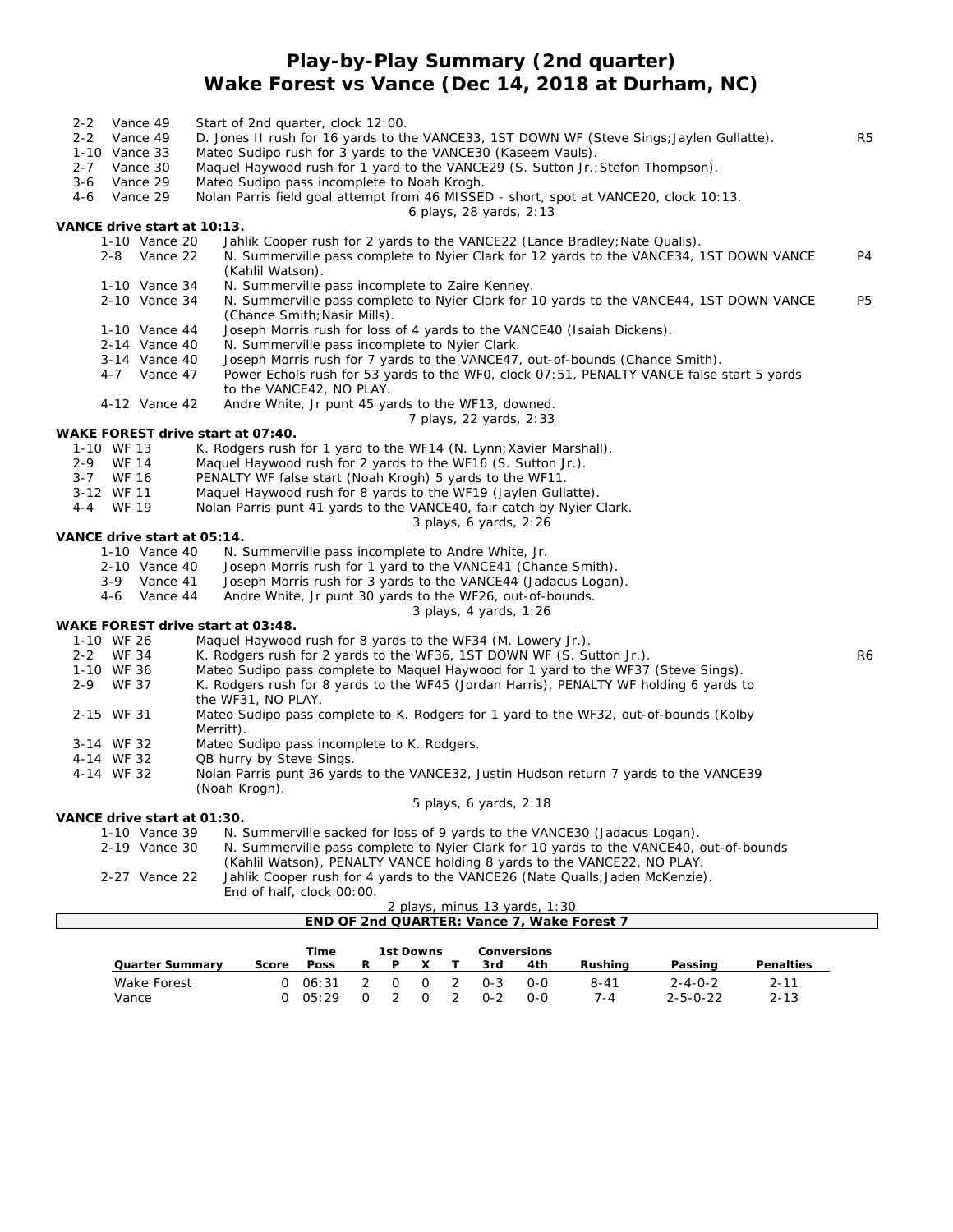# Play-by-Play Summary (2nd quarter)
## Wake Forest vs Vance (Dec 14, 2018 at Durham, NC)

| Down | Spot | Play | |
|---|---|---|---|
| 2-2 | Vance 49 | Start of 2nd quarter, clock 12:00. | |
| 2-2 | Vance 49 | D. Jones II rush for 16 yards to the VANCE33, 1ST DOWN WF (Steve Sings;Jaylen Gullatte). | R5 |
| 1-10 | Vance 33 | Mateo Sudipo rush for 3 yards to the VANCE30 (Kaseem Vauls). | |
| 2-7 | Vance 30 | Maquel Haywood rush for 1 yard to the VANCE29 (S. Sutton Jr.;Stefon Thompson). | |
| 3-6 | Vance 29 | Mateo Sudipo pass incomplete to Noah Krogh. | |
| 4-6 | Vance 29 | Nolan Parris field goal attempt from 46 MISSED - short, spot at VANCE20, clock 10:13. | |
| | | 6 plays, 28 yards, 2:13 | |

**VANCE drive start at 10:13.**

| Down | Spot | Play | |
|---|---|---|---|
| 1-10 | Vance 20 | Jahlik Cooper rush for 2 yards to the VANCE22 (Lance Bradley;Nate Qualls). | |
| 2-8 | Vance 22 | N. Summerville pass complete to Nyier Clark for 12 yards to the VANCE34, 1ST DOWN VANCE (Kahlil Watson). | P4 |
| 1-10 | Vance 34 | N. Summerville pass incomplete to Zaire Kenney. | |
| 2-10 | Vance 34 | N. Summerville pass complete to Nyier Clark for 10 yards to the VANCE44, 1ST DOWN VANCE (Chance Smith;Nasir Mills). | P5 |
| 1-10 | Vance 44 | Joseph Morris rush for loss of 4 yards to the VANCE40 (Isaiah Dickens). | |
| 2-14 | Vance 40 | N. Summerville pass incomplete to Nyier Clark. | |
| 3-14 | Vance 40 | Joseph Morris rush for 7 yards to the VANCE47, out-of-bounds (Chance Smith). | |
| 4-7 | Vance 47 | Power Echols rush for 53 yards to the WF0, clock 07:51, PENALTY VANCE false start 5 yards to the VANCE42, NO PLAY. | |
| 4-12 | Vance 42 | Andre White, Jr punt 45 yards to the WF13, downed. | |
| | | 7 plays, 22 yards, 2:33 | |

**WAKE FOREST drive start at 07:40.**

| Down | Spot | Play | |
|---|---|---|---|
| 1-10 | WF 13 | K. Rodgers rush for 1 yard to the WF14 (N. Lynn;Xavier Marshall). | |
| 2-9 | WF 14 | Maquel Haywood rush for 2 yards to the WF16 (S. Sutton Jr.). | |
| 3-7 | WF 16 | PENALTY WF false start (Noah Krogh) 5 yards to the WF11. | |
| 3-12 | WF 11 | Maquel Haywood rush for 8 yards to the WF19 (Jaylen Gullatte). | |
| 4-4 | WF 19 | Nolan Parris punt 41 yards to the VANCE40, fair catch by Nyier Clark. | |
| | | 3 plays, 6 yards, 2:26 | |

**VANCE drive start at 05:14.**

| Down | Spot | Play | |
|---|---|---|---|
| 1-10 | Vance 40 | N. Summerville pass incomplete to Andre White, Jr. | |
| 2-10 | Vance 40 | Joseph Morris rush for 1 yard to the VANCE41 (Chance Smith). | |
| 3-9 | Vance 41 | Joseph Morris rush for 3 yards to the VANCE44 (Jadacus Logan). | |
| 4-6 | Vance 44 | Andre White, Jr punt 30 yards to the WF26, out-of-bounds. | |
| | | 3 plays, 4 yards, 1:26 | |

**WAKE FOREST drive start at 03:48.**

| Down | Spot | Play | |
|---|---|---|---|
| 1-10 | WF 26 | Maquel Haywood rush for 8 yards to the WF34 (M. Lowery Jr.). | |
| 2-2 | WF 34 | K. Rodgers rush for 2 yards to the WF36, 1ST DOWN WF (S. Sutton Jr.). | R6 |
| 1-10 | WF 36 | Mateo Sudipo pass complete to Maquel Haywood for 1 yard to the WF37 (Steve Sings). | |
| 2-9 | WF 37 | K. Rodgers rush for 8 yards to the WF45 (Jordan Harris), PENALTY WF holding 6 yards to the WF31, NO PLAY. | |
| 2-15 | WF 31 | Mateo Sudipo pass complete to K. Rodgers for 1 yard to the WF32, out-of-bounds (Kolby Merritt). | |
| 3-14 | WF 32 | Mateo Sudipo pass incomplete to K. Rodgers. | |
| 4-14 | WF 32 | QB hurry by Steve Sings. | |
| 4-14 | WF 32 | Nolan Parris punt 36 yards to the VANCE32, Justin Hudson return 7 yards to the VANCE39 (Noah Krogh). | |
| | | 5 plays, 6 yards, 2:18 | |

**VANCE drive start at 01:30.**

| Down | Spot | Play | |
|---|---|---|---|
| 1-10 | Vance 39 | N. Summerville sacked for loss of 9 yards to the VANCE30 (Jadacus Logan). | |
| 2-19 | Vance 30 | N. Summerville pass complete to Nyier Clark for 10 yards to the VANCE40, out-of-bounds (Kahlil Watson), PENALTY VANCE holding 8 yards to the VANCE22, NO PLAY. | |
| 2-27 | Vance 22 | Jahlik Cooper rush for 4 yards to the VANCE26 (Nate Qualls;Jaden McKenzie). | |
| | | End of half, clock 00:00. | |
| | | 2 plays, minus 13 yards, 1:30 | |

**END OF 2nd QUARTER: Vance 7, Wake Forest 7**

| Quarter Summary | Score | Time Poss | 1st Downs R | P | X | T | Conversions 3rd | 4th | Rushing | Passing | Penalties |
|---|---|---|---|---|---|---|---|---|---|---|---|
| Wake Forest | 0 | 06:31 | 2 | 0 | 0 | 2 | 0-3 | 0-0 | 8-41 | 2-4-0-2 | 2-11 |
| Vance | 0 | 05:29 | 0 | 2 | 0 | 2 | 0-2 | 0-0 | 7-4 | 2-5-0-22 | 2-13 |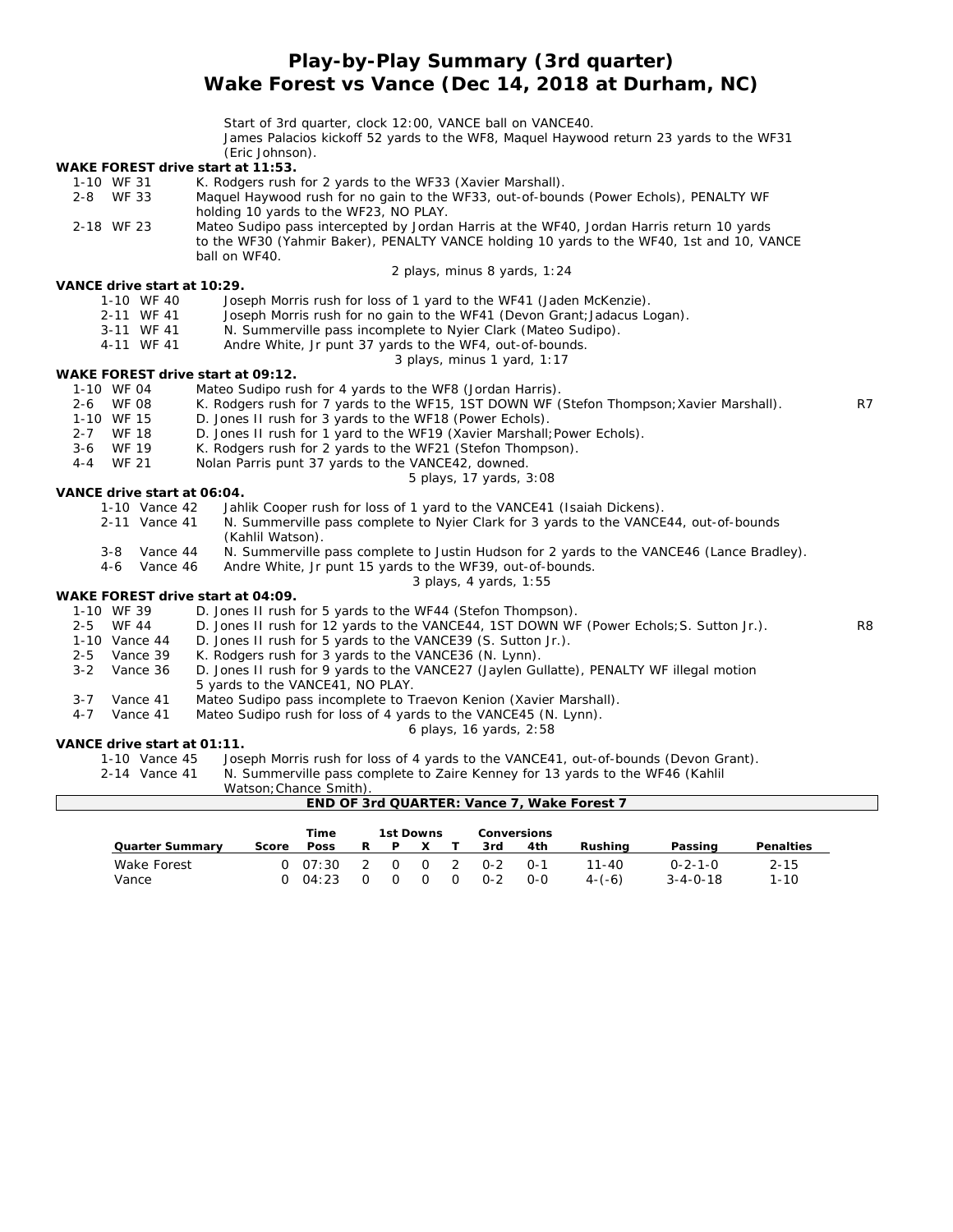# Play-by-Play Summary (3rd quarter)
# Wake Forest vs Vance (Dec 14, 2018 at Durham, NC)

Start of 3rd quarter, clock 12:00, VANCE ball on VANCE40.
James Palacios kickoff 52 yards to the WF8, Maquel Haywood return 23 yards to the WF31 (Eric Johnson).

**WAKE FOREST drive start at 11:53.**

| | |
|---|---|
| 1-10 WF 31 | K. Rodgers rush for 2 yards to the WF33 (Xavier Marshall). |
| 2-8 WF 33 | Maquel Haywood rush for no gain to the WF33, out-of-bounds (Power Echols), PENALTY WF holding 10 yards to the WF23, NO PLAY. |
| 2-18 WF 23 | Mateo Sudipo pass intercepted by Jordan Harris at the WF40, Jordan Harris return 10 yards to the WF30 (Yahmir Baker), PENALTY VANCE holding 10 yards to the WF40, 1st and 10, VANCE ball on WF40. |

2 plays, minus 8 yards, 1:24

**VANCE drive start at 10:29.**

| | |
|---|---|
| 1-10 WF 40 | Joseph Morris rush for loss of 1 yard to the WF41 (Jaden McKenzie). |
| 2-11 WF 41 | Joseph Morris rush for no gain to the WF41 (Devon Grant;Jadacus Logan). |
| 3-11 WF 41 | N. Summerville pass incomplete to Nyier Clark (Mateo Sudipo). |
| 4-11 WF 41 | Andre White, Jr punt 37 yards to the WF4, out-of-bounds. |

3 plays, minus 1 yard, 1:17

**WAKE FOREST drive start at 09:12.**

| | | |
|---|---|---|
| 1-10 WF 04 | Mateo Sudipo rush for 4 yards to the WF8 (Jordan Harris). | |
| 2-6 WF 08 | K. Rodgers rush for 7 yards to the WF15, 1ST DOWN WF (Stefon Thompson;Xavier Marshall). | R7 |
| 1-10 WF 15 | D. Jones II rush for 3 yards to the WF18 (Power Echols). | |
| 2-7 WF 18 | D. Jones II rush for 1 yard to the WF19 (Xavier Marshall;Power Echols). | |
| 3-6 WF 19 | K. Rodgers rush for 2 yards to the WF21 (Stefon Thompson). | |
| 4-4 WF 21 | Nolan Parris punt 37 yards to the VANCE42, downed. | |

5 plays, 17 yards, 3:08

**VANCE drive start at 06:04.**

| | |
|---|---|
| 1-10 Vance 42 | Jahlik Cooper rush for loss of 1 yard to the VANCE41 (Isaiah Dickens). |
| 2-11 Vance 41 | N. Summerville pass complete to Nyier Clark for 3 yards to the VANCE44, out-of-bounds (Kahlil Watson). |
| 3-8 Vance 44 | N. Summerville pass complete to Justin Hudson for 2 yards to the VANCE46 (Lance Bradley). |
| 4-6 Vance 46 | Andre White, Jr punt 15 yards to the WF39, out-of-bounds. |

3 plays, 4 yards, 1:55

**WAKE FOREST drive start at 04:09.**

| | | |
|---|---|---|
| 1-10 WF 39 | D. Jones II rush for 5 yards to the WF44 (Stefon Thompson). | |
| 2-5 WF 44 | D. Jones II rush for 12 yards to the VANCE44, 1ST DOWN WF (Power Echols;S. Sutton Jr.). | R8 |
| 1-10 Vance 44 | D. Jones II rush for 5 yards to the VANCE39 (S. Sutton Jr.). | |
| 2-5 Vance 39 | K. Rodgers rush for 3 yards to the VANCE36 (N. Lynn). | |
| 3-2 Vance 36 | D. Jones II rush for 9 yards to the VANCE27 (Jaylen Gullatte), PENALTY WF illegal motion 5 yards to the VANCE41, NO PLAY. | |
| 3-7 Vance 41 | Mateo Sudipo pass incomplete to Traevon Kenion (Xavier Marshall). | |
| 4-7 Vance 41 | Mateo Sudipo rush for loss of 4 yards to the VANCE45 (N. Lynn). | |

6 plays, 16 yards, 2:58

**VANCE drive start at 01:11.**

| | |
|---|---|
| 1-10 Vance 45 | Joseph Morris rush for loss of 4 yards to the VANCE41, out-of-bounds (Devon Grant). |
| 2-14 Vance 41 | N. Summerville pass complete to Zaire Kenney for 13 yards to the WF46 (Kahlil Watson;Chance Smith). |

**END OF 3rd QUARTER: Vance 7, Wake Forest 7**

| Quarter Summary | Score | Time Poss | 1st Downs R | P | X | T | Conversions 3rd | 4th | Rushing | Passing | Penalties |
|---|---|---|---|---|---|---|---|---|---|---|---|
| Wake Forest | 0 | 07:30 | 2 | 0 | 0 | 2 | 0-2 | 0-1 | 11-40 | 0-2-1-0 | 2-15 |
| Vance | 0 | 04:23 | 0 | 0 | 0 | 0 | 0-2 | 0-0 | 4-(-6) | 3-4-0-18 | 1-10 |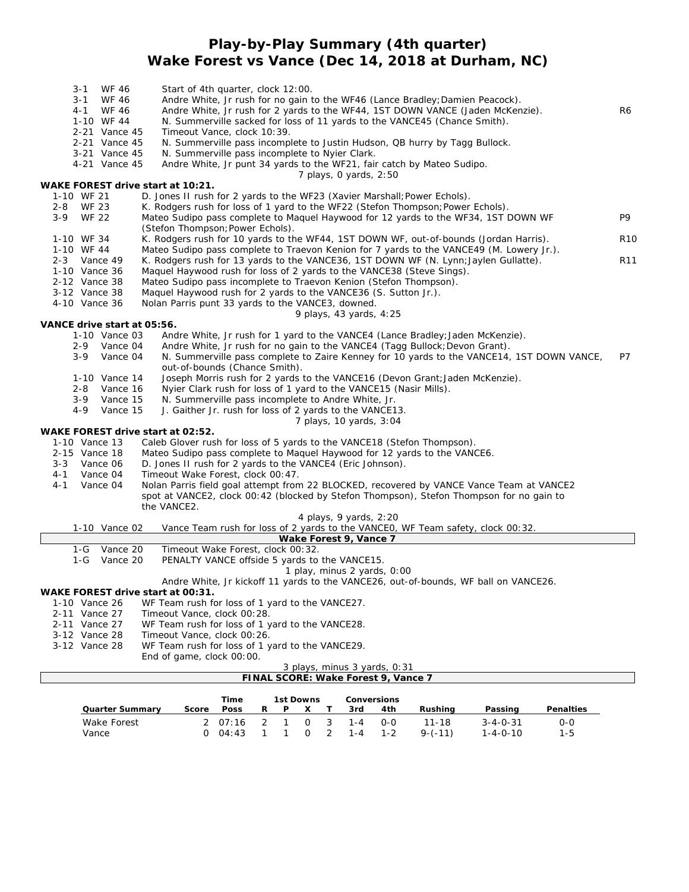# Play-by-Play Summary (4th quarter)
## Wake Forest vs Vance (Dec 14, 2018 at Durham, NC)

| | | | |
|---|---|---|---|
| 3-1 WF 46 | Start of 4th quarter, clock 12:00. | |
| 3-1 WF 46 | Andre White, Jr rush for no gain to the WF46 (Lance Bradley;Damien Peacock). | |
| 4-1 WF 46 | Andre White, Jr rush for 2 yards to the WF44, 1ST DOWN VANCE (Jaden McKenzie). | R6 |
| 1-10 WF 44 | N. Summerville sacked for loss of 11 yards to the VANCE45 (Chance Smith). | |
| 2-21 Vance 45 | Timeout Vance, clock 10:39. | |
| 2-21 Vance 45 | N. Summerville pass incomplete to Justin Hudson, QB hurry by Tagg Bullock. | |
| 3-21 Vance 45 | N. Summerville pass incomplete to Nyier Clark. | |
| 4-21 Vance 45 | Andre White, Jr punt 34 yards to the WF21, fair catch by Mateo Sudipo. | |
| | 7 plays, 0 yards, 2:50 | |

**WAKE FOREST drive start at 10:21.**

| | | |
|---|---|---|
| 1-10 WF 21 | D. Jones II rush for 2 yards to the WF23 (Xavier Marshall;Power Echols). | |
| 2-8 WF 23 | K. Rodgers rush for loss of 1 yard to the WF22 (Stefon Thompson;Power Echols). | |
| 3-9 WF 22 | Mateo Sudipo pass complete to Maquel Haywood for 12 yards to the WF34, 1ST DOWN WF (Stefon Thompson;Power Echols). | P9 |
| 1-10 WF 34 | K. Rodgers rush for 10 yards to the WF44, 1ST DOWN WF, out-of-bounds (Jordan Harris). | R10 |
| 1-10 WF 44 | Mateo Sudipo pass complete to Traevon Kenion for 7 yards to the VANCE49 (M. Lowery Jr.). | |
| 2-3 Vance 49 | K. Rodgers rush for 13 yards to the VANCE36, 1ST DOWN WF (N. Lynn;Jaylen Gullatte). | R11 |
| 1-10 Vance 36 | Maquel Haywood rush for loss of 2 yards to the VANCE38 (Steve Sings). | |
| 2-12 Vance 38 | Mateo Sudipo pass incomplete to Traevon Kenion (Stefon Thompson). | |
| 3-12 Vance 38 | Maquel Haywood rush for 2 yards to the VANCE36 (S. Sutton Jr.). | |
| 4-10 Vance 36 | Nolan Parris punt 33 yards to the VANCE3, downed. | |
| | 9 plays, 43 yards, 4:25 | |

**VANCE drive start at 05:56.**

| | | |
|---|---|---|
| 1-10 Vance 03 | Andre White, Jr rush for 1 yard to the VANCE4 (Lance Bradley;Jaden McKenzie). | |
| 2-9 Vance 04 | Andre White, Jr rush for no gain to the VANCE4 (Tagg Bullock;Devon Grant). | |
| 3-9 Vance 04 | N. Summerville pass complete to Zaire Kenney for 10 yards to the VANCE14, 1ST DOWN VANCE, out-of-bounds (Chance Smith). | P7 |
| 1-10 Vance 14 | Joseph Morris rush for 2 yards to the VANCE16 (Devon Grant;Jaden McKenzie). | |
| 2-8 Vance 16 | Nyier Clark rush for loss of 1 yard to the VANCE15 (Nasir Mills). | |
| 3-9 Vance 15 | N. Summerville pass incomplete to Andre White, Jr. | |
| 4-9 Vance 15 | J. Gaither Jr. rush for loss of 2 yards to the VANCE13. | |
| | 7 plays, 10 yards, 3:04 | |

**WAKE FOREST drive start at 02:52.**

| | |
|---|---|
| 1-10 Vance 13 | Caleb Glover rush for loss of 5 yards to the VANCE18 (Stefon Thompson). |
| 2-15 Vance 18 | Mateo Sudipo pass complete to Maquel Haywood for 12 yards to the VANCE6. |
| 3-3 Vance 06 | D. Jones II rush for 2 yards to the VANCE4 (Eric Johnson). |
| 4-1 Vance 04 | Timeout Wake Forest, clock 00:47. |
| 4-1 Vance 04 | Nolan Parris field goal attempt from 22 BLOCKED, recovered by VANCE Vance Team at VANCE2 spot at VANCE2, clock 00:42 (blocked by Stefon Thompson), Stefon Thompson for no gain to the VANCE2. |
| | 4 plays, 9 yards, 2:20 |
| 1-10 Vance 02 | Vance Team rush for loss of 2 yards to the VANCE0, WF Team safety, clock 00:32. |

**Wake Forest 9, Vance 7**

| | |
|---|---|
| 1-G Vance 20 | Timeout Wake Forest, clock 00:32. |
| 1-G Vance 20 | PENALTY VANCE offside 5 yards to the VANCE15. |
| | 1 play, minus 2 yards, 0:00 |
| | Andre White, Jr kickoff 11 yards to the VANCE26, out-of-bounds, WF ball on VANCE26. |

**WAKE FOREST drive start at 00:31.**

| | |
|---|---|
| 1-10 Vance 26 | WF Team rush for loss of 1 yard to the VANCE27. |
| 2-11 Vance 27 | Timeout Vance, clock 00:28. |
| 2-11 Vance 27 | WF Team rush for loss of 1 yard to the VANCE28. |
| 3-12 Vance 28 | Timeout Vance, clock 00:26. |
| 3-12 Vance 28 | WF Team rush for loss of 1 yard to the VANCE29. |
| | End of game, clock 00:00. |
| | 3 plays, minus 3 yards, 0:31 |

**FINAL SCORE: Wake Forest 9, Vance 7**

| Quarter Summary | Score | Time Poss | 1st Downs R | P | X | T | Conversions 3rd | 4th | Rushing | Passing | Penalties |
|---|---|---|---|---|---|---|---|---|---|---|---|
| Wake Forest | 2 | 07:16 | 2 | 1 | 0 | 3 | 1-4 | 0-0 | 11-18 | 3-4-0-31 | 0-0 |
| Vance | 0 | 04:43 | 1 | 1 | 0 | 2 | 1-4 | 1-2 | 9-(-11) | 1-4-0-10 | 1-5 |